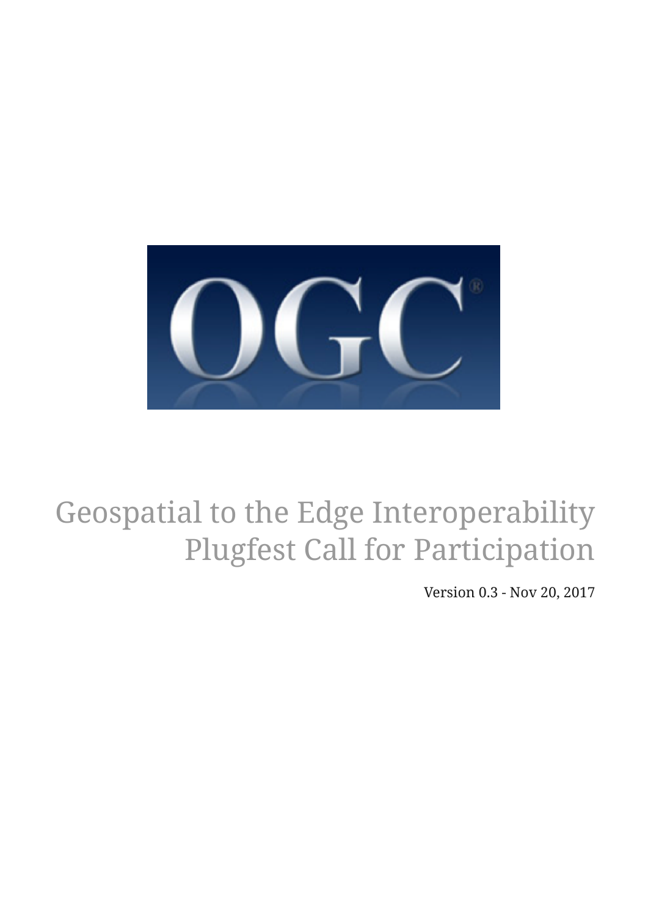# Geospatial to the Edge Interoperability Plugfest Call for Participation

Version 0.3 - Nov 20, 2017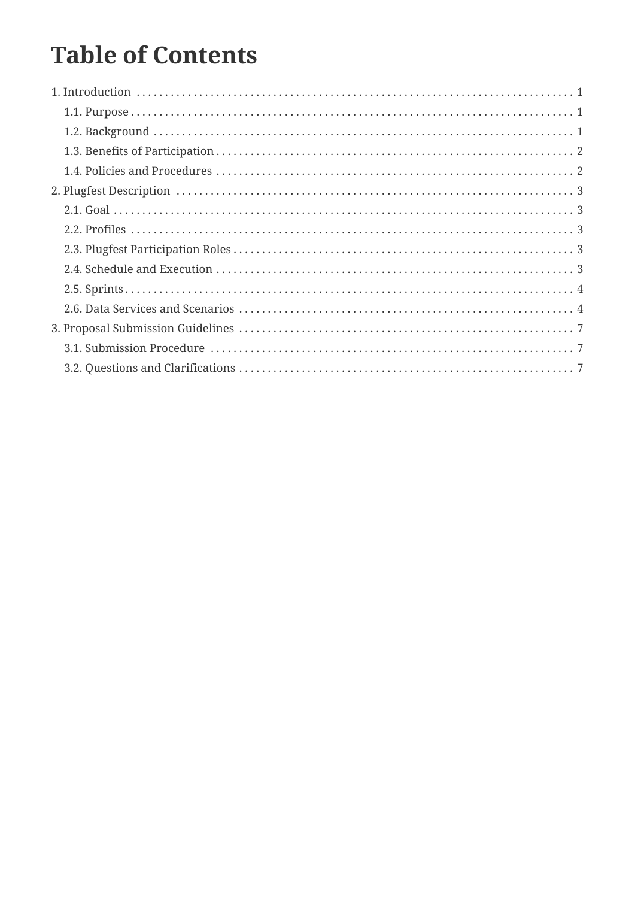# Table of Contents

1. Introduction . . . . . . . . . . . . . . . . . . . . . . . . . . . . . . . . . . . . . . . . . . . . . . . . . . . . . . . . . . . 1
   - 1.1. Purpose . . . . . . . . . . . . . . . . . . . . . . . . . . . . . . . . . . . . . . . . . . . . . . . . . . . . . . . . . . . 1
   - 1.2. Background . . . . . . . . . . . . . . . . . . . . . . . . . . . . . . . . . . . . . . . . . . . . . . . . . . . . . . . . 1
   - 1.3. Benefits of Participation . . . . . . . . . . . . . . . . . . . . . . . . . . . . . . . . . . . . . . . . . . . . . . 2
   - 1.4. Policies and Procedures . . . . . . . . . . . . . . . . . . . . . . . . . . . . . . . . . . . . . . . . . . . . . . . 2
2. Plugfest Description . . . . . . . . . . . . . . . . . . . . . . . . . . . . . . . . . . . . . . . . . . . . . . . . . . . . 3
   - 2.1. Goal . . . . . . . . . . . . . . . . . . . . . . . . . . . . . . . . . . . . . . . . . . . . . . . . . . . . . . . . . . . . . 3
   - 2.2. Profiles . . . . . . . . . . . . . . . . . . . . . . . . . . . . . . . . . . . . . . . . . . . . . . . . . . . . . . . . . . 3
   - 2.3. Plugfest Participation Roles . . . . . . . . . . . . . . . . . . . . . . . . . . . . . . . . . . . . . . . . . . . 3
   - 2.4. Schedule and Execution . . . . . . . . . . . . . . . . . . . . . . . . . . . . . . . . . . . . . . . . . . . . . . . 3
   - 2.5. Sprints . . . . . . . . . . . . . . . . . . . . . . . . . . . . . . . . . . . . . . . . . . . . . . . . . . . . . . . . . . . 4
   - 2.6. Data Services and Scenarios . . . . . . . . . . . . . . . . . . . . . . . . . . . . . . . . . . . . . . . . . . . 4
3. Proposal Submission Guidelines . . . . . . . . . . . . . . . . . . . . . . . . . . . . . . . . . . . . . . . . . . . . 7
   - 3.1. Submission Procedure . . . . . . . . . . . . . . . . . . . . . . . . . . . . . . . . . . . . . . . . . . . . . . . . 7
   - 3.2. Questions and Clarifications . . . . . . . . . . . . . . . . . . . . . . . . . . . . . . . . . . . . . . . . . . . 7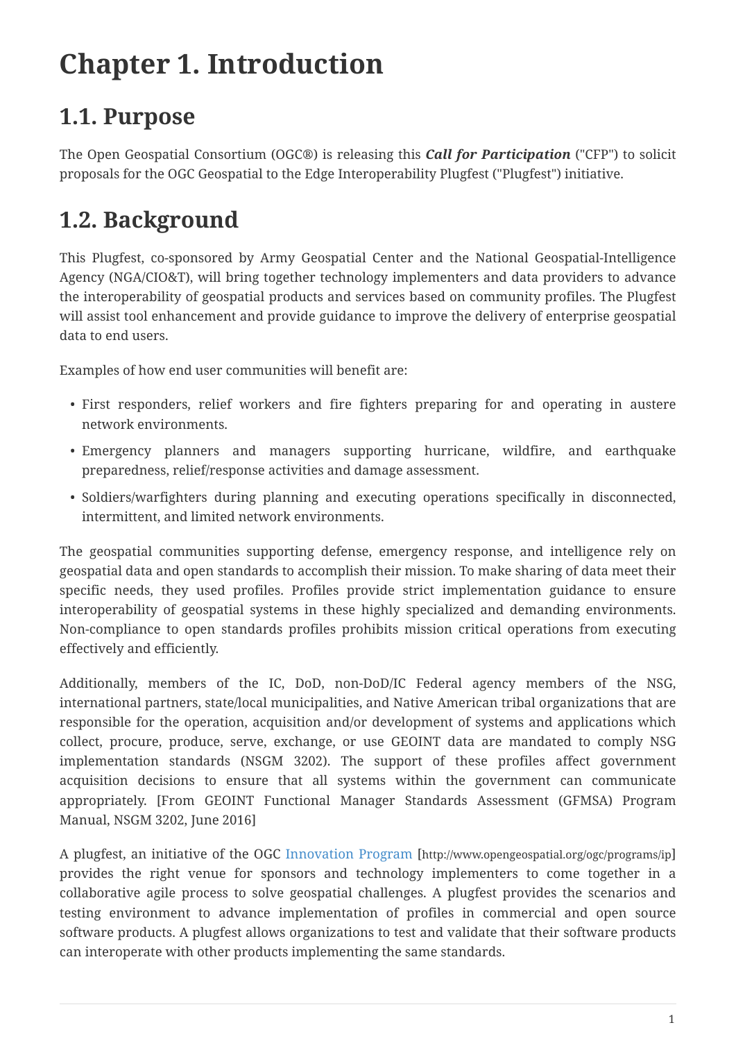# Chapter 1. Introduction

## 1.1. Purpose

The Open Geospatial Consortium (OGC®) is releasing this ***Call for Participation*** ("CFP") to solicit proposals for the OGC Geospatial to the Edge Interoperability Plugfest ("Plugfest") initiative.

## 1.2. Background

This Plugfest, co-sponsored by Army Geospatial Center and the National Geospatial-Intelligence Agency (NGA/CIO&T), will bring together technology implementers and data providers to advance the interoperability of geospatial products and services based on community profiles. The Plugfest will assist tool enhancement and provide guidance to improve the delivery of enterprise geospatial data to end users.

Examples of how end user communities will benefit are:

- First responders, relief workers and fire fighters preparing for and operating in austere network environments.
- Emergency planners and managers supporting hurricane, wildfire, and earthquake preparedness, relief/response activities and damage assessment.
- Soldiers/warfighters during planning and executing operations specifically in disconnected, intermittent, and limited network environments.

The geospatial communities supporting defense, emergency response, and intelligence rely on geospatial data and open standards to accomplish their mission. To make sharing of data meet their specific needs, they used profiles. Profiles provide strict implementation guidance to ensure interoperability of geospatial systems in these highly specialized and demanding environments. Non-compliance to open standards profiles prohibits mission critical operations from executing effectively and efficiently.

Additionally, members of the IC, DoD, non-DoD/IC Federal agency members of the NSG, international partners, state/local municipalities, and Native American tribal organizations that are responsible for the operation, acquisition and/or development of systems and applications which collect, procure, produce, serve, exchange, or use GEOINT data are mandated to comply NSG implementation standards (NSGM 3202). The support of these profiles affect government acquisition decisions to ensure that all systems within the government can communicate appropriately. [From GEOINT Functional Manager Standards Assessment (GFMSA) Program Manual, NSGM 3202, June 2016]

A plugfest, an initiative of the OGC Innovation Program [http://www.opengeospatial.org/ogc/programs/ip] provides the right venue for sponsors and technology implementers to come together in a collaborative agile process to solve geospatial challenges. A plugfest provides the scenarios and testing environment to advance implementation of profiles in commercial and open source software products. A plugfest allows organizations to test and validate that their software products can interoperate with other products implementing the same standards.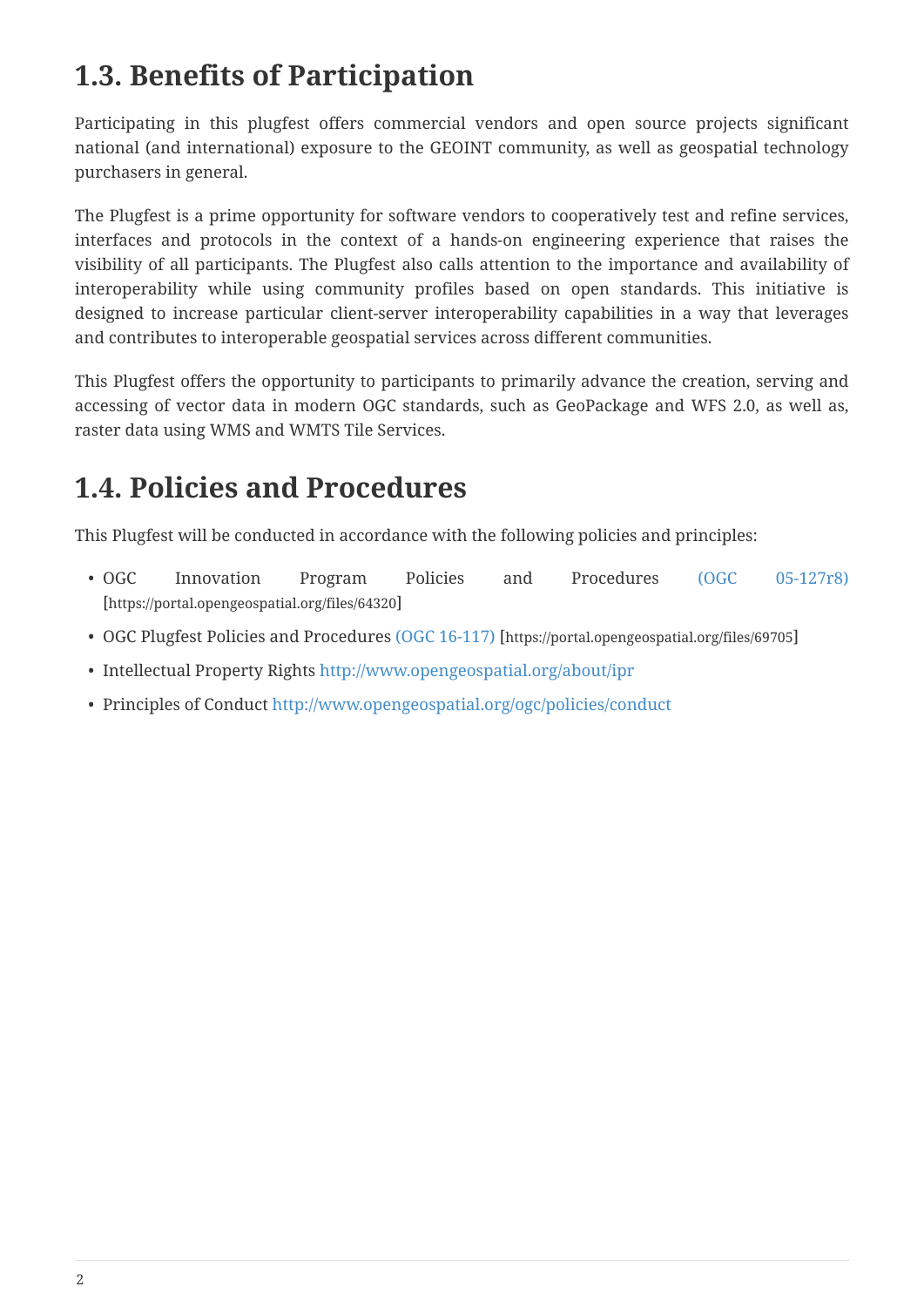## 1.3. Benefits of Participation

Participating in this plugfest offers commercial vendors and open source projects significant national (and international) exposure to the GEOINT community, as well as geospatial technology purchasers in general.

The Plugfest is a prime opportunity for software vendors to cooperatively test and refine services, interfaces and protocols in the context of a hands-on engineering experience that raises the visibility of all participants. The Plugfest also calls attention to the importance and availability of interoperability while using community profiles based on open standards. This initiative is designed to increase particular client-server interoperability capabilities in a way that leverages and contributes to interoperable geospatial services across different communities.

This Plugfest offers the opportunity to participants to primarily advance the creation, serving and accessing of vector data in modern OGC standards, such as GeoPackage and WFS 2.0, as well as, raster data using WMS and WMTS Tile Services.

## 1.4. Policies and Procedures

This Plugfest will be conducted in accordance with the following policies and principles:

- OGC Innovation Program Policies and Procedures (OGC 05-127r8) [https://portal.opengeospatial.org/files/64320]
- OGC Plugfest Policies and Procedures (OGC 16-117) [https://portal.opengeospatial.org/files/69705]
- Intellectual Property Rights http://www.opengeospatial.org/about/ipr
- Principles of Conduct http://www.opengeospatial.org/ogc/policies/conduct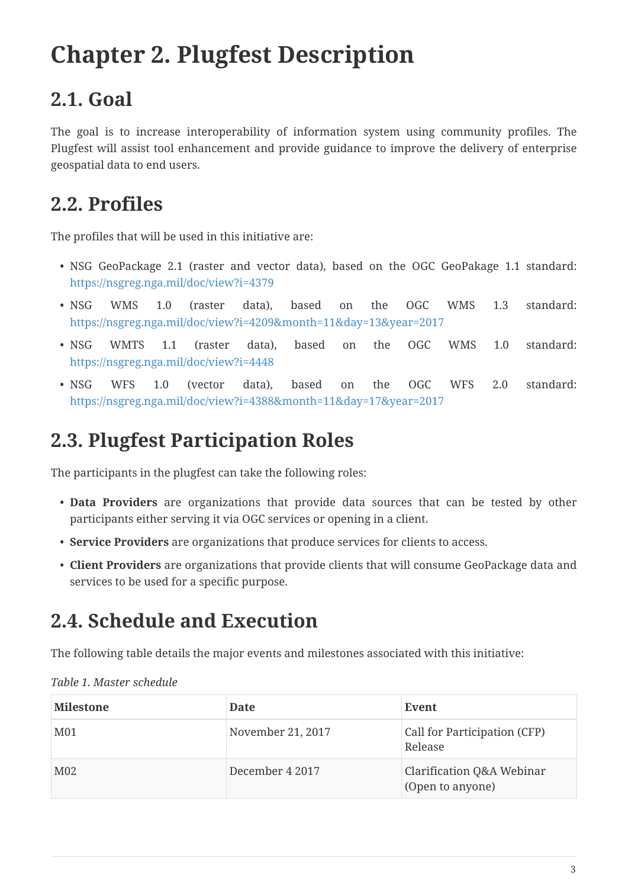# Chapter 2. Plugfest Description

## 2.1. Goal

The goal is to increase interoperability of information system using community profiles. The Plugfest will assist tool enhancement and provide guidance to improve the delivery of enterprise geospatial data to end users.

## 2.2. Profiles

The profiles that will be used in this initiative are:

- NSG GeoPackage 2.1 (raster and vector data), based on the OGC GeoPakage 1.1 standard: https://nsgreg.nga.mil/doc/view?i=4379
- NSG WMS 1.0 (raster data), based on the OGC WMS 1.3 standard: https://nsgreg.nga.mil/doc/view?i=4209&month=11&day=13&year=2017
- NSG WMTS 1.1 (raster data), based on the OGC WMS 1.0 standard: https://nsgreg.nga.mil/doc/view?i=4448
- NSG WFS 1.0 (vector data), based on the OGC WFS 2.0 standard: https://nsgreg.nga.mil/doc/view?i=4388&month=11&day=17&year=2017

## 2.3. Plugfest Participation Roles

The participants in the plugfest can take the following roles:

- **Data Providers** are organizations that provide data sources that can be tested by other participants either serving it via OGC services or opening in a client.
- **Service Providers** are organizations that produce services for clients to access.
- **Client Providers** are organizations that provide clients that will consume GeoPackage data and services to be used for a specific purpose.

## 2.4. Schedule and Execution

The following table details the major events and milestones associated with this initiative:

*Table 1. Master schedule*

| Milestone | Date | Event |
|---|---|---|
| M01 | November 21, 2017 | Call for Participation (CFP) Release |
| M02 | December 4 2017 | Clarification Q&A Webinar (Open to anyone) |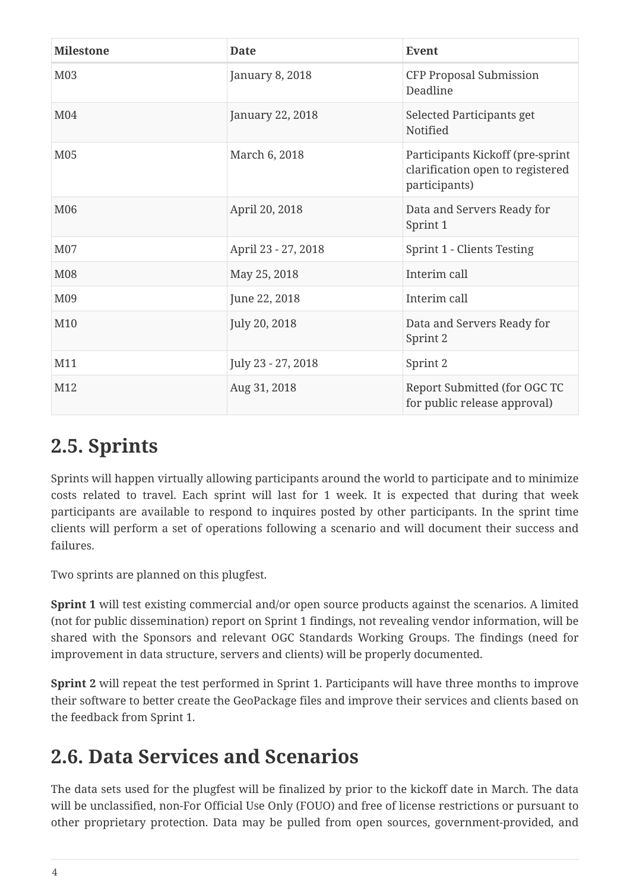| Milestone | Date | Event |
| --- | --- | --- |
| M03 | January 8, 2018 | CFP Proposal Submission Deadline |
| M04 | January 22, 2018 | Selected Participants get Notified |
| M05 | March 6, 2018 | Participants Kickoff (pre-sprint clarification open to registered participants) |
| M06 | April 20, 2018 | Data and Servers Ready for Sprint 1 |
| M07 | April 23 - 27, 2018 | Sprint 1 - Clients Testing |
| M08 | May 25, 2018 | Interim call |
| M09 | June 22, 2018 | Interim call |
| M10 | July 20, 2018 | Data and Servers Ready for Sprint 2 |
| M11 | July 23 - 27, 2018 | Sprint 2 |
| M12 | Aug 31, 2018 | Report Submitted (for OGC TC for public release approval) |

## 2.5. Sprints

Sprints will happen virtually allowing participants around the world to participate and to minimize costs related to travel. Each sprint will last for 1 week. It is expected that during that week participants are available to respond to inquires posted by other participants. In the sprint time clients will perform a set of operations following a scenario and will document their success and failures.

Two sprints are planned on this plugfest.

**Sprint 1** will test existing commercial and/or open source products against the scenarios. A limited (not for public dissemination) report on Sprint 1 findings, not revealing vendor information, will be shared with the Sponsors and relevant OGC Standards Working Groups. The findings (need for improvement in data structure, servers and clients) will be properly documented.

**Sprint 2** will repeat the test performed in Sprint 1. Participants will have three months to improve their software to better create the GeoPackage files and improve their services and clients based on the feedback from Sprint 1.

## 2.6. Data Services and Scenarios

The data sets used for the plugfest will be finalized by prior to the kickoff date in March. The data will be unclassified, non-For Official Use Only (FOUO) and free of license restrictions or pursuant to other proprietary protection. Data may be pulled from open sources, government-provided, and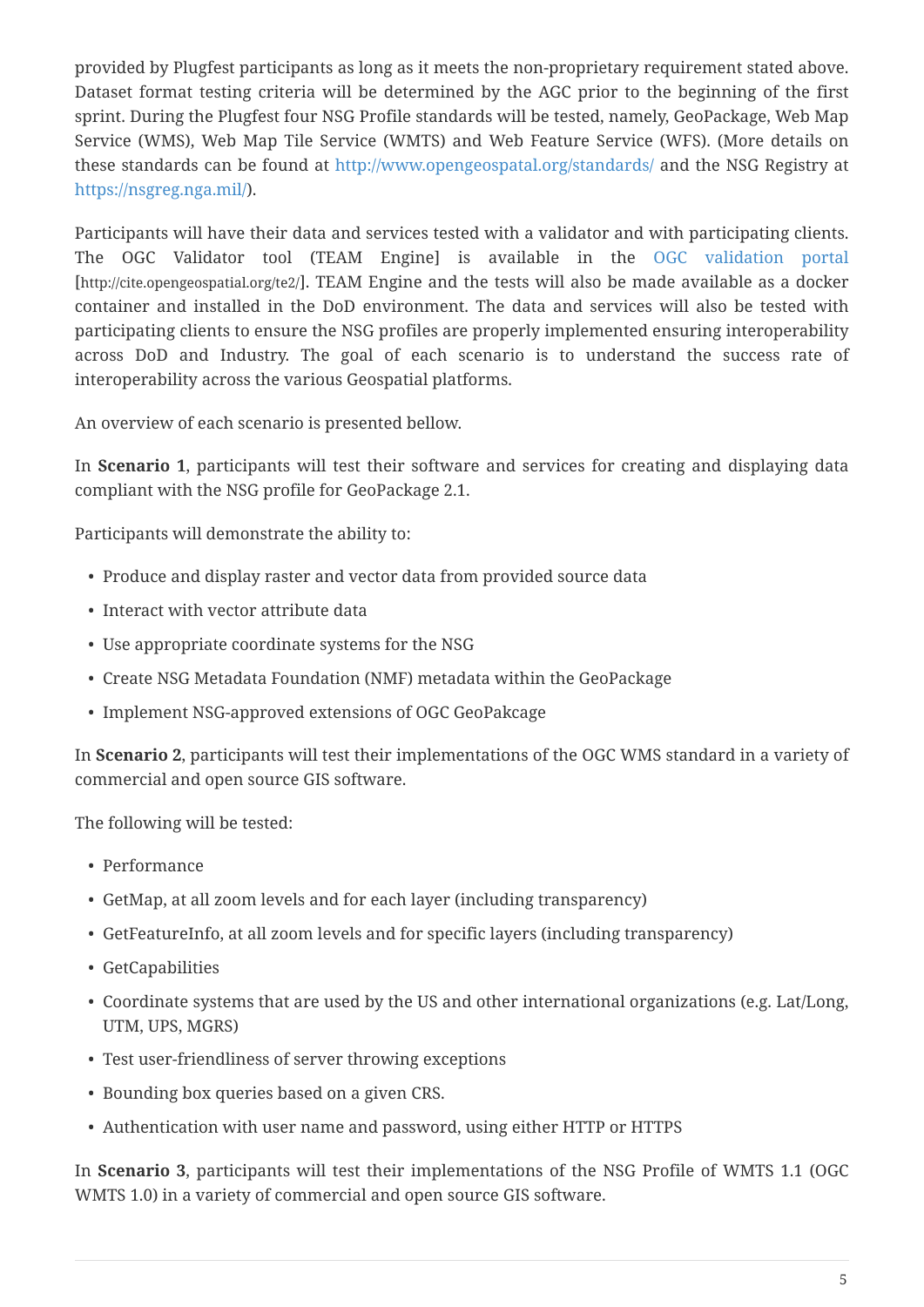provided by Plugfest participants as long as it meets the non-proprietary requirement stated above. Dataset format testing criteria will be determined by the AGC prior to the beginning of the first sprint. During the Plugfest four NSG Profile standards will be tested, namely, GeoPackage, Web Map Service (WMS), Web Map Tile Service (WMTS) and Web Feature Service (WFS). (More details on these standards can be found at http://www.opengeospatial.org/standards/ and the NSG Registry at https://nsgreg.nga.mil/).

Participants will have their data and services tested with a validator and with participating clients. The OGC Validator tool (TEAM Engine] is available in the OGC validation portal [http://cite.opengeospatial.org/te2/]. TEAM Engine and the tests will also be made available as a docker container and installed in the DoD environment. The data and services will also be tested with participating clients to ensure the NSG profiles are properly implemented ensuring interoperability across DoD and Industry. The goal of each scenario is to understand the success rate of interoperability across the various Geospatial platforms.

An overview of each scenario is presented bellow.

In **Scenario 1**, participants will test their software and services for creating and displaying data compliant with the NSG profile for GeoPackage 2.1.

Participants will demonstrate the ability to:

- Produce and display raster and vector data from provided source data
- Interact with vector attribute data
- Use appropriate coordinate systems for the NSG
- Create NSG Metadata Foundation (NMF) metadata within the GeoPackage
- Implement NSG-approved extensions of OGC GeoPakcage

In **Scenario 2**, participants will test their implementations of the OGC WMS standard in a variety of commercial and open source GIS software.

The following will be tested:

- Performance
- GetMap, at all zoom levels and for each layer (including transparency)
- GetFeatureInfo, at all zoom levels and for specific layers (including transparency)
- GetCapabilities
- Coordinate systems that are used by the US and other international organizations (e.g. Lat/Long, UTM, UPS, MGRS)
- Test user-friendliness of server throwing exceptions
- Bounding box queries based on a given CRS.
- Authentication with user name and password, using either HTTP or HTTPS

In **Scenario 3**, participants will test their implementations of the NSG Profile of WMTS 1.1 (OGC WMTS 1.0) in a variety of commercial and open source GIS software.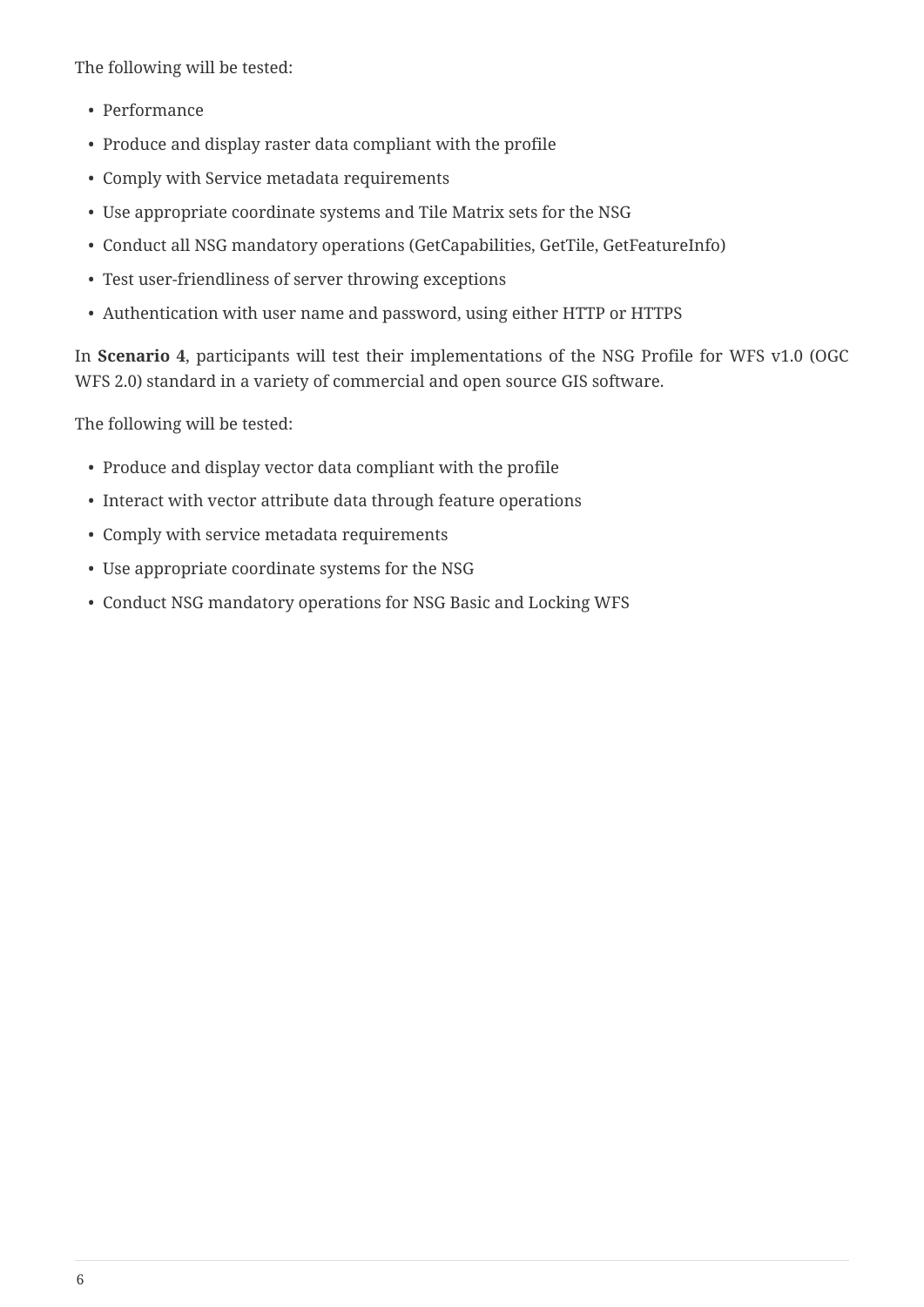The following will be tested:

- Performance
- Produce and display raster data compliant with the profile
- Comply with Service metadata requirements
- Use appropriate coordinate systems and Tile Matrix sets for the NSG
- Conduct all NSG mandatory operations (GetCapabilities, GetTile, GetFeatureInfo)
- Test user-friendliness of server throwing exceptions
- Authentication with user name and password, using either HTTP or HTTPS

In **Scenario 4**, participants will test their implementations of the NSG Profile for WFS v1.0 (OGC WFS 2.0) standard in a variety of commercial and open source GIS software.

The following will be tested:

- Produce and display vector data compliant with the profile
- Interact with vector attribute data through feature operations
- Comply with service metadata requirements
- Use appropriate coordinate systems for the NSG
- Conduct NSG mandatory operations for NSG Basic and Locking WFS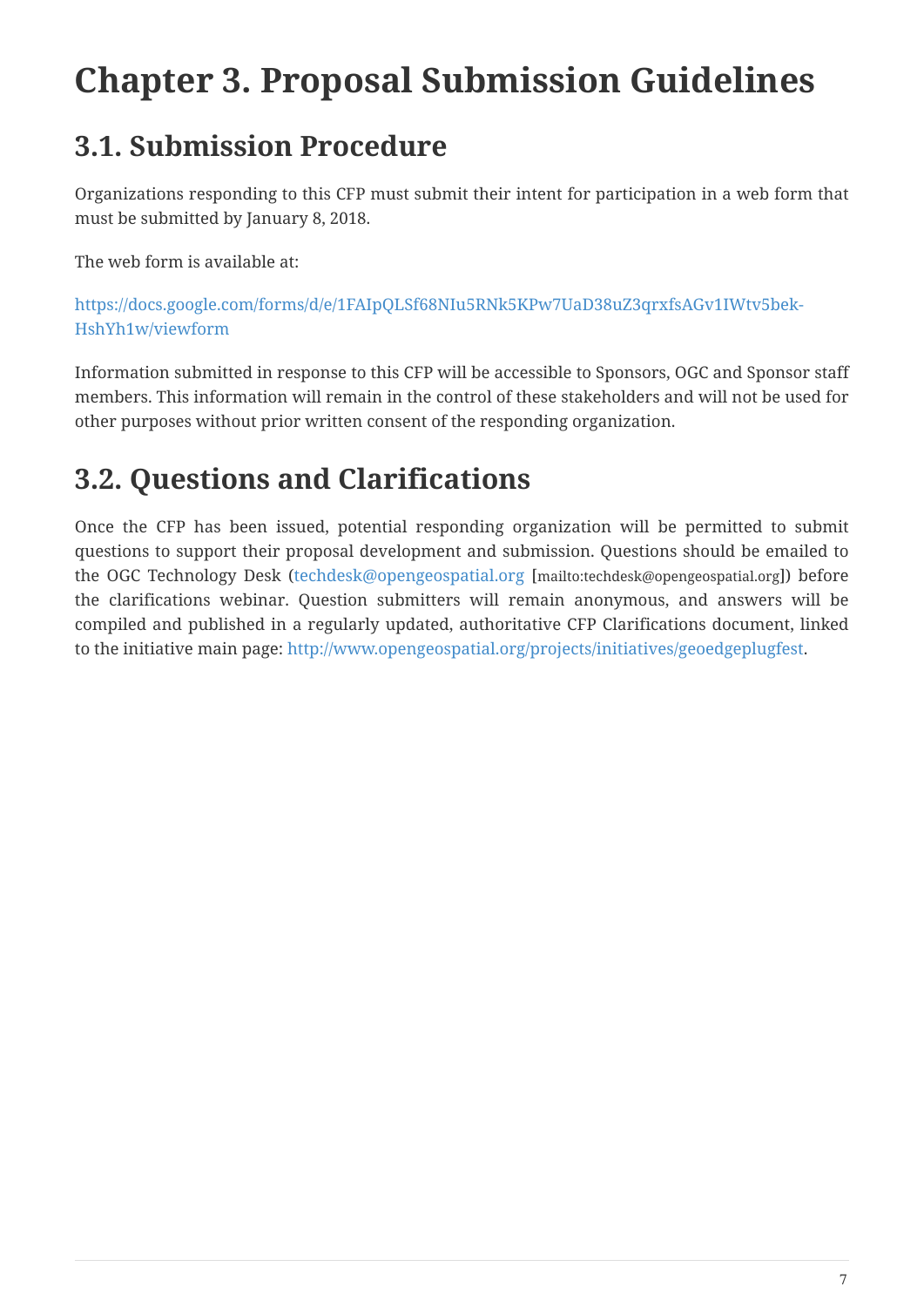# Chapter 3. Proposal Submission Guidelines

## 3.1. Submission Procedure

Organizations responding to this CFP must submit their intent for participation in a web form that must be submitted by January 8, 2018.

The web form is available at:

https://docs.google.com/forms/d/e/1FAIpQLSf68NIu5RNk5KPw7UaD38uZ3qrxfsAGv1IWtv5bek-HshYh1w/viewform

Information submitted in response to this CFP will be accessible to Sponsors, OGC and Sponsor staff members. This information will remain in the control of these stakeholders and will not be used for other purposes without prior written consent of the responding organization.

## 3.2. Questions and Clarifications

Once the CFP has been issued, potential responding organization will be permitted to submit questions to support their proposal development and submission. Questions should be emailed to the OGC Technology Desk (techdesk@opengeospatial.org [mailto:techdesk@opengeospatial.org]) before the clarifications webinar. Question submitters will remain anonymous, and answers will be compiled and published in a regularly updated, authoritative CFP Clarifications document, linked to the initiative main page: http://www.opengeospatial.org/projects/initiatives/geoedgeplugfest.